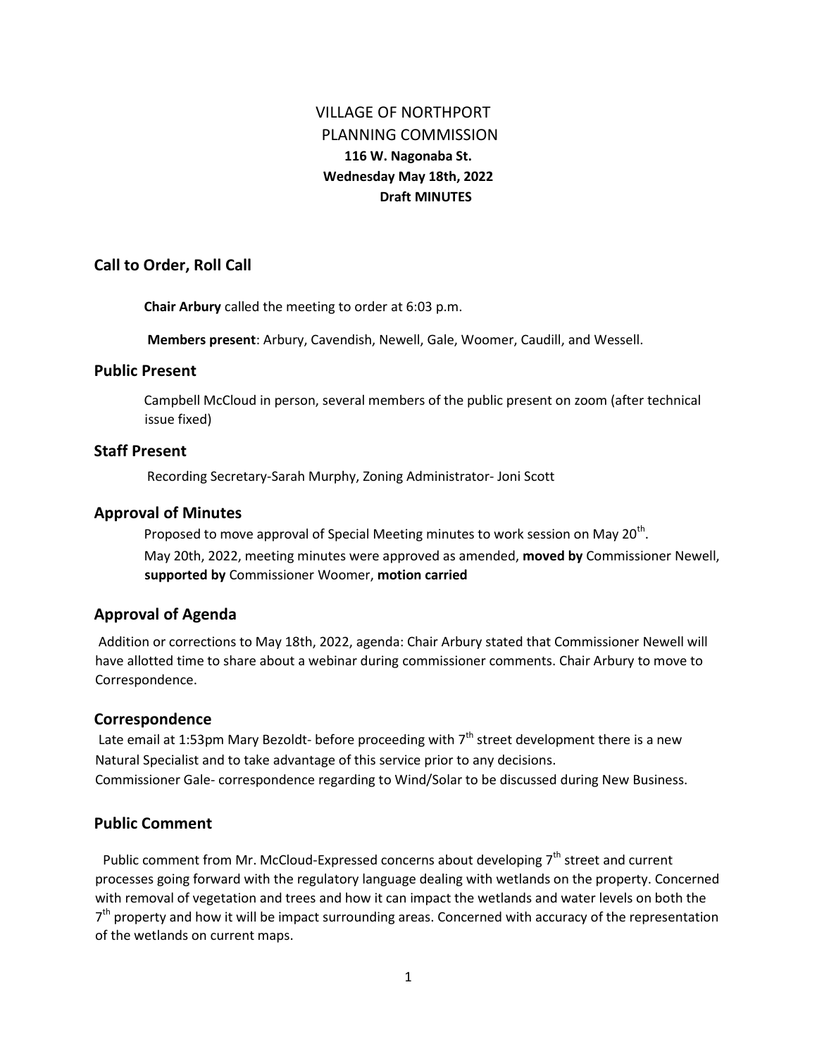# VILLAGE OF NORTHPORT
# PLANNING COMMISSION
**116 W. Nagonaba St.**
**Wednesday May 18th, 2022**
**Draft MINUTES**

## Call to Order, Roll Call

**Chair Arbury** called the meeting to order at 6:03 p.m.

**Members present**: Arbury, Cavendish, Newell, Gale, Woomer, Caudill, and Wessell.

## Public Present

Campbell McCloud in person, several members of the public present on zoom (after technical issue fixed)

## Staff Present

Recording Secretary-Sarah Murphy, Zoning Administrator- Joni Scott

## Approval of Minutes

Proposed to move approval of Special Meeting minutes to work session on May 20th.
May 20th, 2022, meeting minutes were approved as amended, **moved by** Commissioner Newell, **supported by** Commissioner Woomer, **motion carried**

## Approval of Agenda

Addition or corrections to May 18th, 2022, agenda: Chair Arbury stated that Commissioner Newell will have allotted time to share about a webinar during commissioner comments. Chair Arbury to move to Correspondence.

## Correspondence

Late email at 1:53pm Mary Bezoldt- before proceeding with 7th street development there is a new Natural Specialist and to take advantage of this service prior to any decisions.
Commissioner Gale- correspondence regarding to Wind/Solar to be discussed during New Business.

## Public Comment

Public comment from Mr. McCloud-Expressed concerns about developing 7th street and current processes going forward with the regulatory language dealing with wetlands on the property. Concerned with removal of vegetation and trees and how it can impact the wetlands and water levels on both the 7th property and how it will be impact surrounding areas. Concerned with accuracy of the representation of the wetlands on current maps.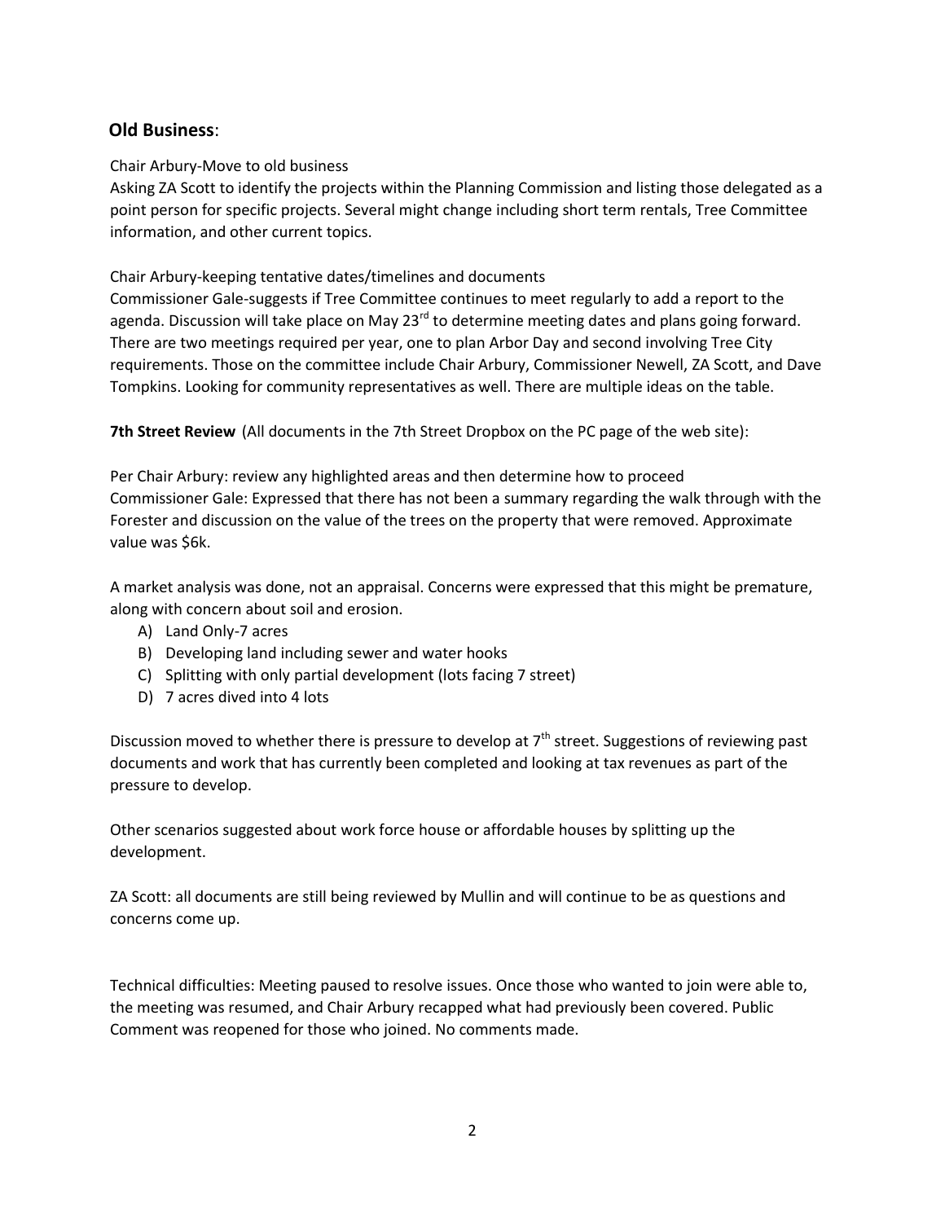## Old Business:

Chair Arbury-Move to old business

Asking ZA Scott to identify the projects within the Planning Commission and listing those delegated as a point person for specific projects. Several might change including short term rentals, Tree Committee information, and other current topics.

Chair Arbury-keeping tentative dates/timelines and documents

Commissioner Gale-suggests if Tree Committee continues to meet regularly to add a report to the agenda. Discussion will take place on May 23rd to determine meeting dates and plans going forward. There are two meetings required per year, one to plan Arbor Day and second involving Tree City requirements. Those on the committee include Chair Arbury, Commissioner Newell, ZA Scott, and Dave Tompkins. Looking for community representatives as well. There are multiple ideas on the table.

**7th Street Review** (All documents in the 7th Street Dropbox on the PC page of the web site):

Per Chair Arbury: review any highlighted areas and then determine how to proceed

Commissioner Gale: Expressed that there has not been a summary regarding the walk through with the Forester and discussion on the value of the trees on the property that were removed. Approximate value was $6k.

A market analysis was done, not an appraisal. Concerns were expressed that this might be premature, along with concern about soil and erosion.

A) Land Only-7 acres
B) Developing land including sewer and water hooks
C) Splitting with only partial development (lots facing 7 street)
D) 7 acres dived into 4 lots

Discussion moved to whether there is pressure to develop at 7th street. Suggestions of reviewing past documents and work that has currently been completed and looking at tax revenues as part of the pressure to develop.

Other scenarios suggested about work force house or affordable houses by splitting up the development.

ZA Scott: all documents are still being reviewed by Mullin and will continue to be as questions and concerns come up.

Technical difficulties: Meeting paused to resolve issues. Once those who wanted to join were able to, the meeting was resumed, and Chair Arbury recapped what had previously been covered. Public Comment was reopened for those who joined. No comments made.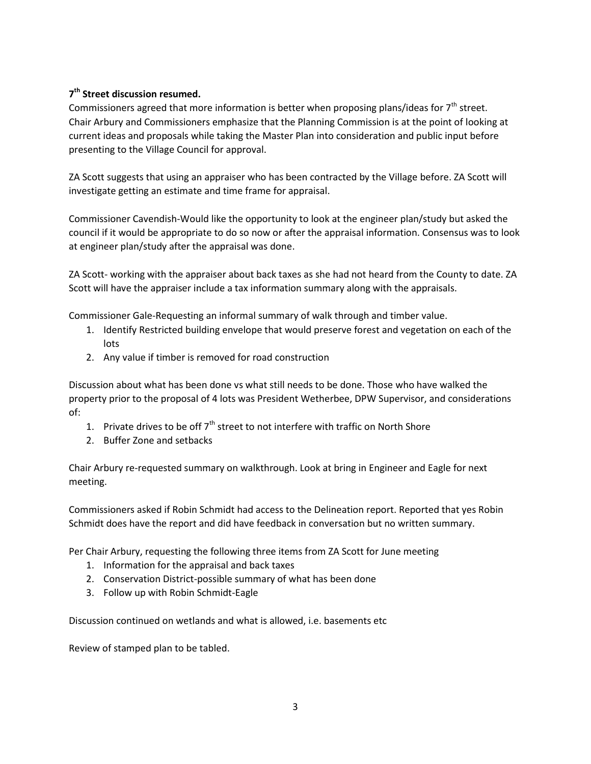**7th Street discussion resumed.**

Commissioners agreed that more information is better when proposing plans/ideas for 7th street. Chair Arbury and Commissioners emphasize that the Planning Commission is at the point of looking at current ideas and proposals while taking the Master Plan into consideration and public input before presenting to the Village Council for approval.

ZA Scott suggests that using an appraiser who has been contracted by the Village before. ZA Scott will investigate getting an estimate and time frame for appraisal.

Commissioner Cavendish-Would like the opportunity to look at the engineer plan/study but asked the council if it would be appropriate to do so now or after the appraisal information. Consensus was to look at engineer plan/study after the appraisal was done.

ZA Scott- working with the appraiser about back taxes as she had not heard from the County to date. ZA Scott will have the appraiser include a tax information summary along with the appraisals.

Commissioner Gale-Requesting an informal summary of walk through and timber value.

1. Identify Restricted building envelope that would preserve forest and vegetation on each of the lots
2. Any value if timber is removed for road construction

Discussion about what has been done vs what still needs to be done. Those who have walked the property prior to the proposal of 4 lots was President Wetherbee, DPW Supervisor, and considerations of:

1. Private drives to be off 7th street to not interfere with traffic on North Shore
2. Buffer Zone and setbacks

Chair Arbury re-requested summary on walkthrough. Look at bring in Engineer and Eagle for next meeting.

Commissioners asked if Robin Schmidt had access to the Delineation report. Reported that yes Robin Schmidt does have the report and did have feedback in conversation but no written summary.

Per Chair Arbury, requesting the following three items from ZA Scott for June meeting

1. Information for the appraisal and back taxes
2. Conservation District-possible summary of what has been done
3. Follow up with Robin Schmidt-Eagle

Discussion continued on wetlands and what is allowed, i.e. basements etc

Review of stamped plan to be tabled.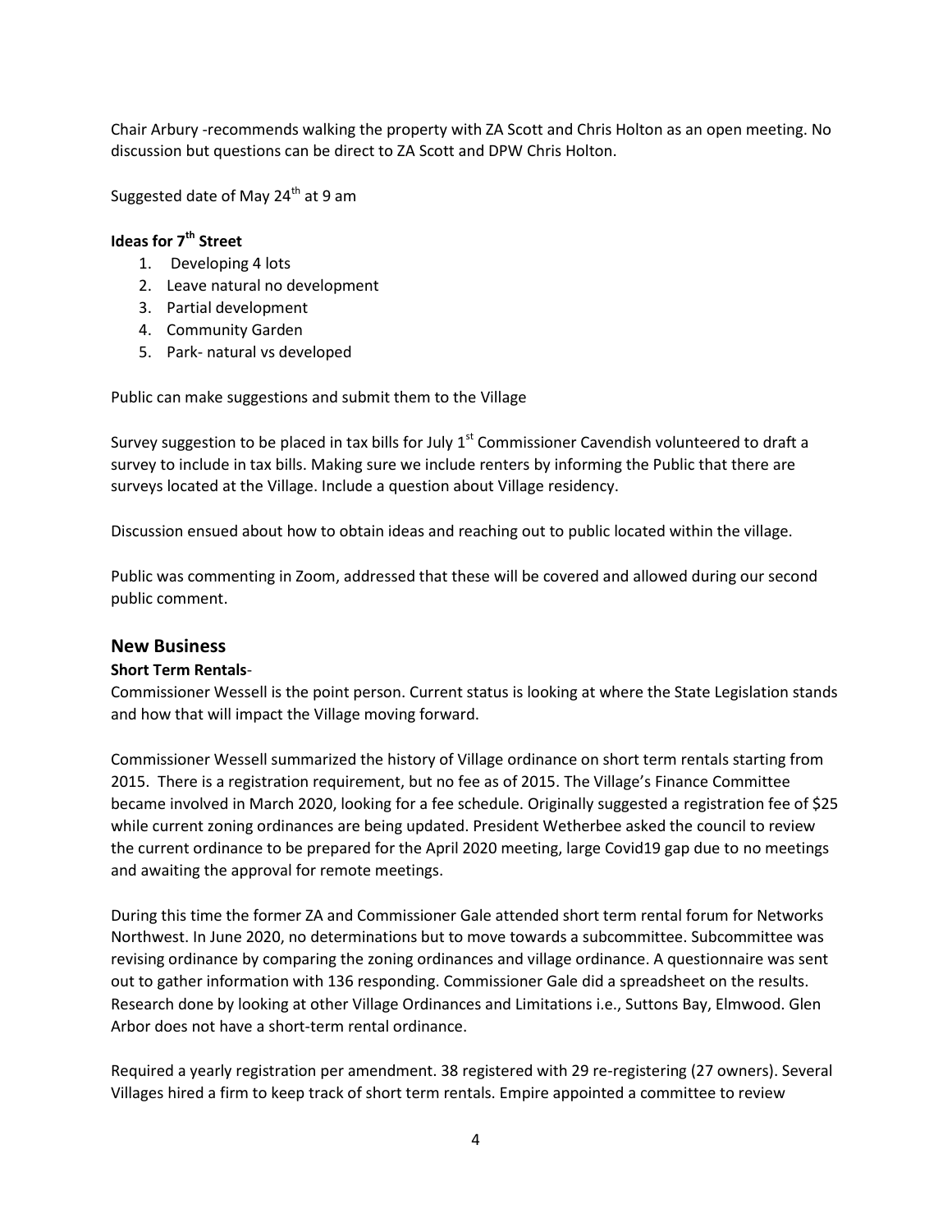Chair Arbury -recommends walking the property with ZA Scott and Chris Holton as an open meeting. No discussion but questions can be direct to ZA Scott and DPW Chris Holton.

Suggested date of May 24th at 9 am

**Ideas for 7th Street**

1. Developing 4 lots
2. Leave natural no development
3. Partial development
4. Community Garden
5. Park- natural vs developed

Public can make suggestions and submit them to the Village

Survey suggestion to be placed in tax bills for July 1st Commissioner Cavendish volunteered to draft a survey to include in tax bills. Making sure we include renters by informing the Public that there are surveys located at the Village. Include a question about Village residency.

Discussion ensued about how to obtain ideas and reaching out to public located within the village.

Public was commenting in Zoom, addressed that these will be covered and allowed during our second public comment.

## New Business

**Short Term Rentals**-

Commissioner Wessell is the point person. Current status is looking at where the State Legislation stands and how that will impact the Village moving forward.

Commissioner Wessell summarized the history of Village ordinance on short term rentals starting from 2015. There is a registration requirement, but no fee as of 2015. The Village's Finance Committee became involved in March 2020, looking for a fee schedule. Originally suggested a registration fee of $25 while current zoning ordinances are being updated. President Wetherbee asked the council to review the current ordinance to be prepared for the April 2020 meeting, large Covid19 gap due to no meetings and awaiting the approval for remote meetings.

During this time the former ZA and Commissioner Gale attended short term rental forum for Networks Northwest. In June 2020, no determinations but to move towards a subcommittee. Subcommittee was revising ordinance by comparing the zoning ordinances and village ordinance. A questionnaire was sent out to gather information with 136 responding. Commissioner Gale did a spreadsheet on the results. Research done by looking at other Village Ordinances and Limitations i.e., Suttons Bay, Elmwood. Glen Arbor does not have a short-term rental ordinance.

Required a yearly registration per amendment. 38 registered with 29 re-registering (27 owners). Several Villages hired a firm to keep track of short term rentals. Empire appointed a committee to review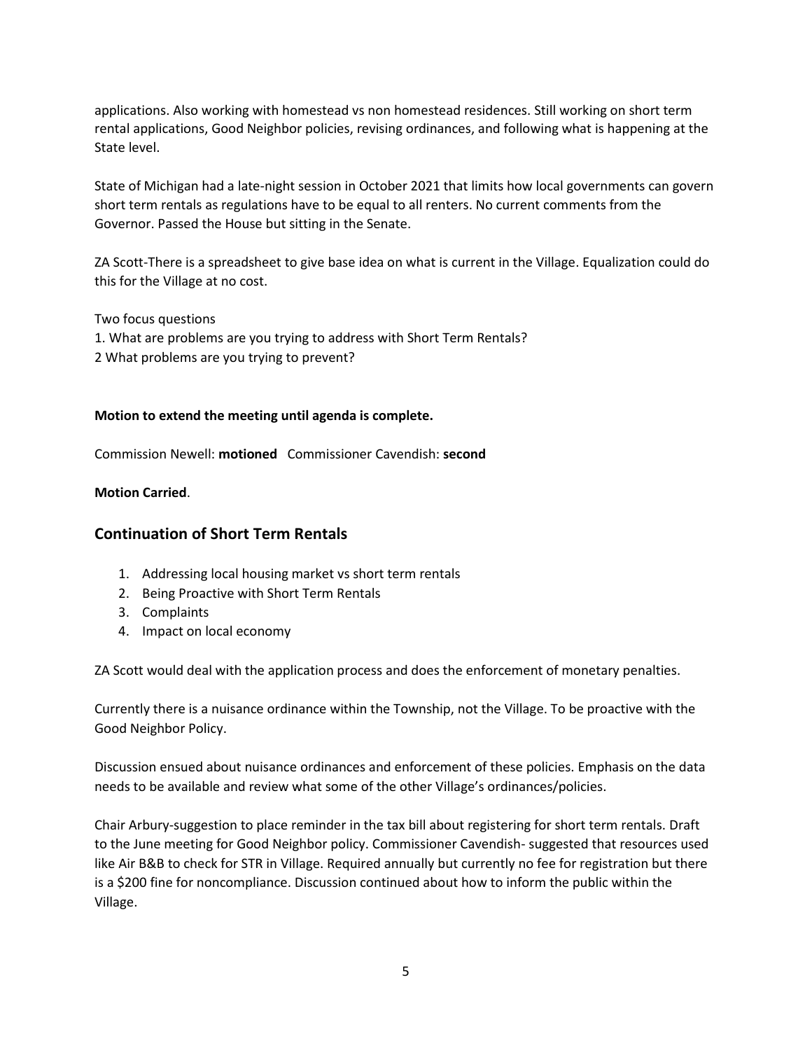applications. Also working with homestead vs non homestead residences. Still working on short term rental applications, Good Neighbor policies, revising ordinances, and following what is happening at the State level.

State of Michigan had a late-night session in October 2021 that limits how local governments can govern short term rentals as regulations have to be equal to all renters. No current comments from the Governor. Passed the House but sitting in the Senate.

ZA Scott-There is a spreadsheet to give base idea on what is current in the Village. Equalization could do this for the Village at no cost.

Two focus questions
1. What are problems are you trying to address with Short Term Rentals?
2 What problems are you trying to prevent?

**Motion to extend the meeting until agenda is complete.**

Commission Newell: **motioned** Commissioner Cavendish: **second**

**Motion Carried**.

## Continuation of Short Term Rentals

1. Addressing local housing market vs short term rentals
2. Being Proactive with Short Term Rentals
3. Complaints
4. Impact on local economy

ZA Scott would deal with the application process and does the enforcement of monetary penalties.

Currently there is a nuisance ordinance within the Township, not the Village. To be proactive with the Good Neighbor Policy.

Discussion ensued about nuisance ordinances and enforcement of these policies. Emphasis on the data needs to be available and review what some of the other Village's ordinances/policies.

Chair Arbury-suggestion to place reminder in the tax bill about registering for short term rentals. Draft to the June meeting for Good Neighbor policy. Commissioner Cavendish- suggested that resources used like Air B&B to check for STR in Village. Required annually but currently no fee for registration but there is a $200 fine for noncompliance. Discussion continued about how to inform the public within the Village.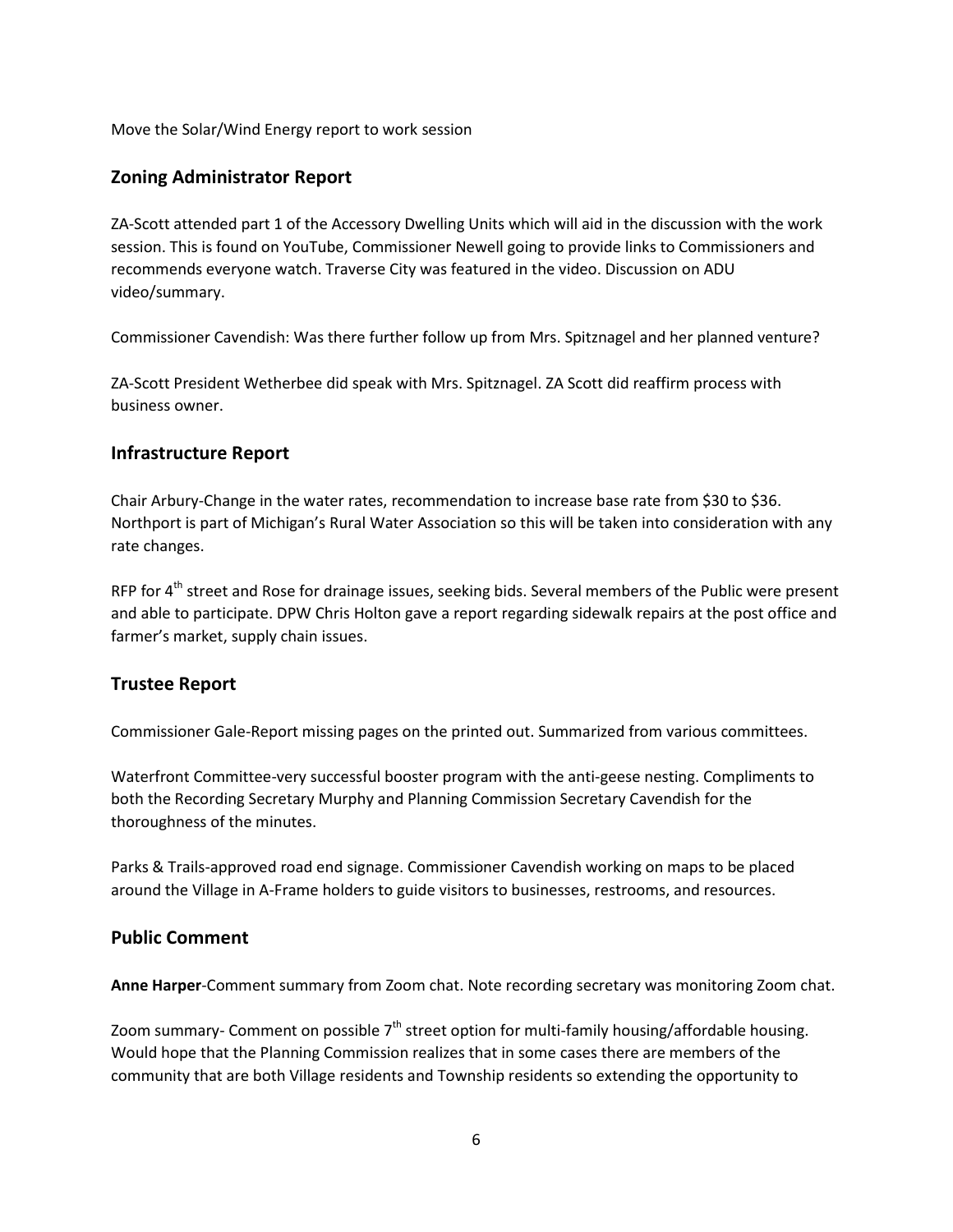Move the Solar/Wind Energy report to work session

## Zoning Administrator Report

ZA-Scott attended part 1 of the Accessory Dwelling Units which will aid in the discussion with the work session. This is found on YouTube, Commissioner Newell going to provide links to Commissioners and recommends everyone watch. Traverse City was featured in the video. Discussion on ADU video/summary.

Commissioner Cavendish: Was there further follow up from Mrs. Spitznagel and her planned venture?

ZA-Scott President Wetherbee did speak with Mrs. Spitznagel. ZA Scott did reaffirm process with business owner.

## Infrastructure Report

Chair Arbury-Change in the water rates, recommendation to increase base rate from $30 to $36. Northport is part of Michigan's Rural Water Association so this will be taken into consideration with any rate changes.

RFP for 4th street and Rose for drainage issues, seeking bids. Several members of the Public were present and able to participate. DPW Chris Holton gave a report regarding sidewalk repairs at the post office and farmer's market, supply chain issues.

## Trustee Report

Commissioner Gale-Report missing pages on the printed out. Summarized from various committees.

Waterfront Committee-very successful booster program with the anti-geese nesting. Compliments to both the Recording Secretary Murphy and Planning Commission Secretary Cavendish for the thoroughness of the minutes.

Parks & Trails-approved road end signage. Commissioner Cavendish working on maps to be placed around the Village in A-Frame holders to guide visitors to businesses, restrooms, and resources.

## Public Comment

**Anne Harper**-Comment summary from Zoom chat. Note recording secretary was monitoring Zoom chat.

Zoom summary- Comment on possible 7th street option for multi-family housing/affordable housing. Would hope that the Planning Commission realizes that in some cases there are members of the community that are both Village residents and Township residents so extending the opportunity to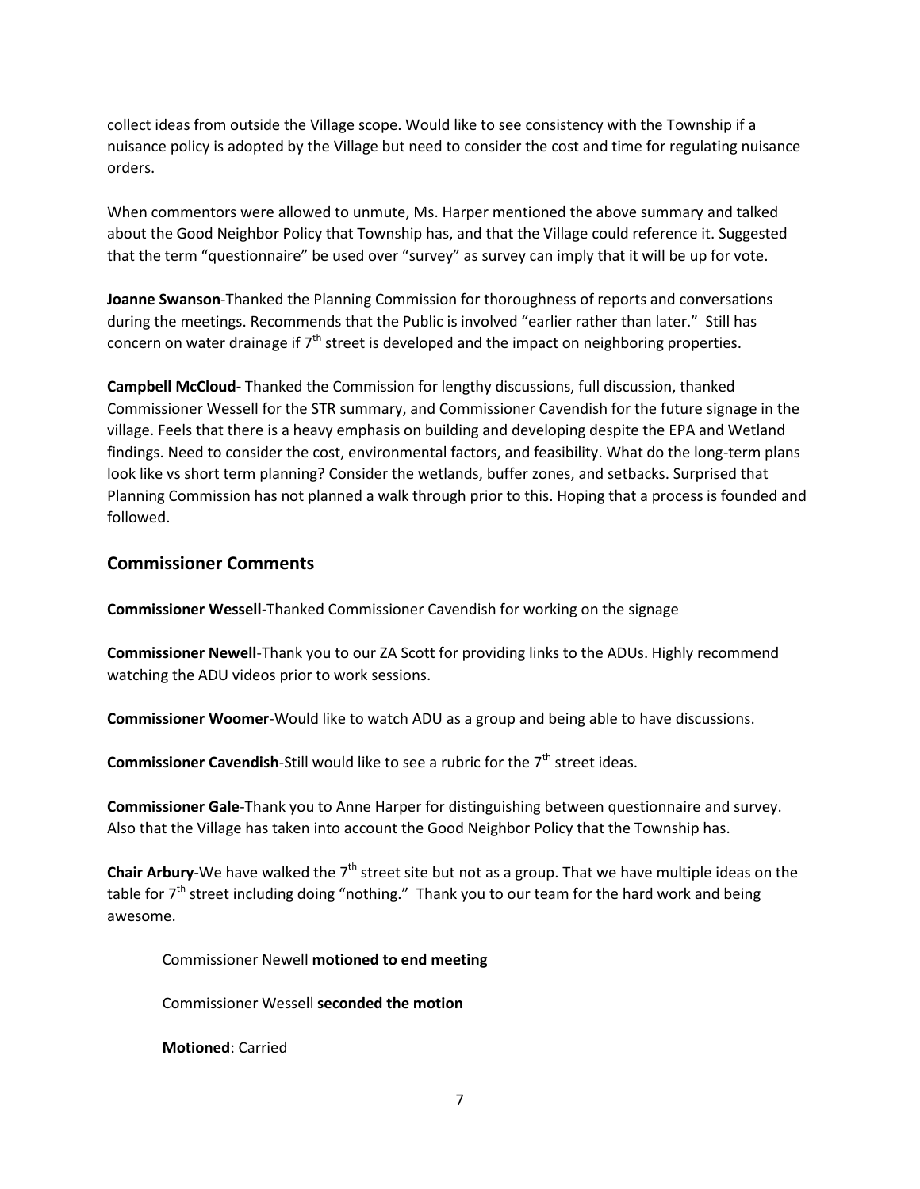collect ideas from outside the Village scope. Would like to see consistency with the Township if a nuisance policy is adopted by the Village but need to consider the cost and time for regulating nuisance orders.

When commentors were allowed to unmute, Ms. Harper mentioned the above summary and talked about the Good Neighbor Policy that Township has, and that the Village could reference it. Suggested that the term “questionnaire” be used over “survey” as survey can imply that it will be up for vote.

**Joanne Swanson**-Thanked the Planning Commission for thoroughness of reports and conversations during the meetings. Recommends that the Public is involved “earlier rather than later.” Still has concern on water drainage if 7th street is developed and the impact on neighboring properties.

**Campbell McCloud-** Thanked the Commission for lengthy discussions, full discussion, thanked Commissioner Wessell for the STR summary, and Commissioner Cavendish for the future signage in the village. Feels that there is a heavy emphasis on building and developing despite the EPA and Wetland findings. Need to consider the cost, environmental factors, and feasibility. What do the long-term plans look like vs short term planning? Consider the wetlands, buffer zones, and setbacks. Surprised that Planning Commission has not planned a walk through prior to this. Hoping that a process is founded and followed.

## Commissioner Comments

**Commissioner Wessell-**Thanked Commissioner Cavendish for working on the signage

**Commissioner Newell**-Thank you to our ZA Scott for providing links to the ADUs. Highly recommend watching the ADU videos prior to work sessions.

**Commissioner Woomer**-Would like to watch ADU as a group and being able to have discussions.

**Commissioner Cavendish**-Still would like to see a rubric for the 7th street ideas.

**Commissioner Gale**-Thank you to Anne Harper for distinguishing between questionnaire and survey. Also that the Village has taken into account the Good Neighbor Policy that the Township has.

**Chair Arbury**-We have walked the 7th street site but not as a group. That we have multiple ideas on the table for 7th street including doing “nothing.” Thank you to our team for the hard work and being awesome.

Commissioner Newell **motioned to end meeting**

Commissioner Wessell **seconded the motion**

**Motioned**: Carried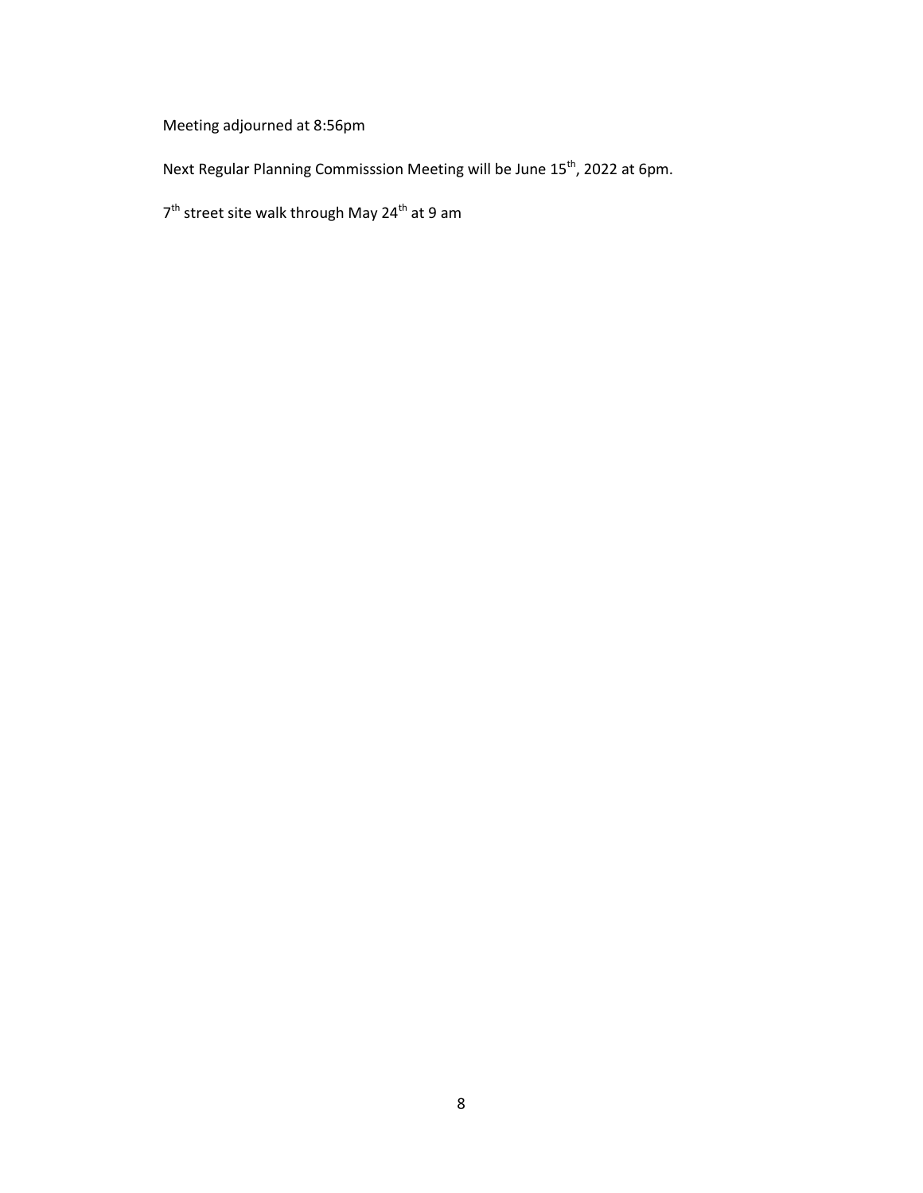Meeting adjourned at 8:56pm

Next Regular Planning Commisssion Meeting will be June 15th, 2022 at 6pm.

7th street site walk through May 24th at 9 am